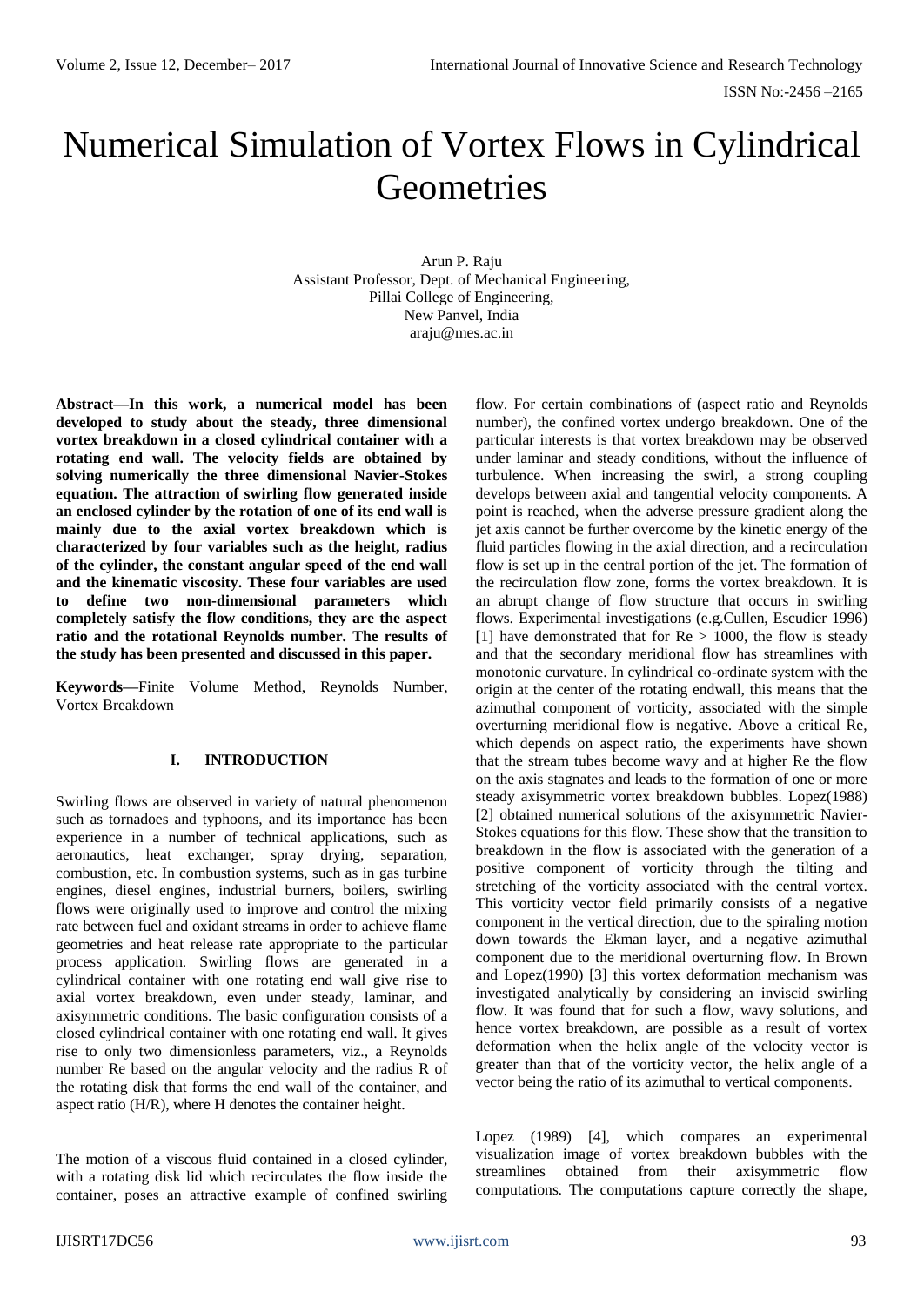# Numerical Simulation of Vortex Flows in Cylindrical Geometries

Arun P. Raju
Assistant Professor, Dept. of Mechanical Engineering,
Pillai College of Engineering,
New Panvel, India
araju@mes.ac.in

**Abstract—In this work, a numerical model has been developed to study about the steady, three dimensional vortex breakdown in a closed cylindrical container with a rotating end wall. The velocity fields are obtained by solving numerically the three dimensional Navier-Stokes equation. The attraction of swirling flow generated inside an enclosed cylinder by the rotation of one of its end wall is mainly due to the axial vortex breakdown which is characterized by four variables such as the height, radius of the cylinder, the constant angular speed of the end wall and the kinematic viscosity. These four variables are used to define two non-dimensional parameters which completely satisfy the flow conditions, they are the aspect ratio and the rotational Reynolds number. The results of the study has been presented and discussed in this paper.**

**Keywords—**Finite Volume Method, Reynolds Number, Vortex Breakdown

## I. INTRODUCTION

Swirling flows are observed in variety of natural phenomenon such as tornadoes and typhoons, and its importance has been experience in a number of technical applications, such as aeronautics, heat exchanger, spray drying, separation, combustion, etc. In combustion systems, such as in gas turbine engines, diesel engines, industrial burners, boilers, swirling flows were originally used to improve and control the mixing rate between fuel and oxidant streams in order to achieve flame geometries and heat release rate appropriate to the particular process application. Swirling flows are generated in a cylindrical container with one rotating end wall give rise to axial vortex breakdown, even under steady, laminar, and axisymmetric conditions. The basic configuration consists of a closed cylindrical container with one rotating end wall. It gives rise to only two dimensionless parameters, viz., a Reynolds number Re based on the angular velocity and the radius R of the rotating disk that forms the end wall of the container, and aspect ratio (H/R), where H denotes the container height.

The motion of a viscous fluid contained in a closed cylinder, with a rotating disk lid which recirculates the flow inside the container, poses an attractive example of confined swirling flow. For certain combinations of (aspect ratio and Reynolds number), the confined vortex undergo breakdown. One of the particular interests is that vortex breakdown may be observed under laminar and steady conditions, without the influence of turbulence. When increasing the swirl, a strong coupling develops between axial and tangential velocity components. A point is reached, when the adverse pressure gradient along the jet axis cannot be further overcome by the kinetic energy of the fluid particles flowing in the axial direction, and a recirculation flow is set up in the central portion of the jet. The formation of the recirculation flow zone, forms the vortex breakdown. It is an abrupt change of flow structure that occurs in swirling flows. Experimental investigations (e.g.Cullen, Escudier 1996) [1] have demonstrated that for $Re > 1000$, the flow is steady and that the secondary meridional flow has streamlines with monotonic curvature. In cylindrical co-ordinate system with the origin at the center of the rotating endwall, this means that the azimuthal component of vorticity, associated with the simple overturning meridional flow is negative. Above a critical Re, which depends on aspect ratio, the experiments have shown that the stream tubes become wavy and at higher Re the flow on the axis stagnates and leads to the formation of one or more steady axisymmetric vortex breakdown bubbles. Lopez(1988) [2] obtained numerical solutions of the axisymmetric Navier-Stokes equations for this flow. These show that the transition to breakdown in the flow is associated with the generation of a positive component of vorticity through the tilting and stretching of the vorticity associated with the central vortex. This vorticity vector field primarily consists of a negative component in the vertical direction, due to the spiraling motion down towards the Ekman layer, and a negative azimuthal component due to the meridional overturning flow. In Brown and Lopez(1990) [3] this vortex deformation mechanism was investigated analytically by considering an inviscid swirling flow. It was found that for such a flow, wavy solutions, and hence vortex breakdown, are possible as a result of vortex deformation when the helix angle of the velocity vector is greater than that of the vorticity vector, the helix angle of a vector being the ratio of its azimuthal to vertical components.

Lopez (1989) [4], which compares an experimental visualization image of vortex breakdown bubbles with the streamlines obtained from their axisymmetric flow computations. The computations capture correctly the shape,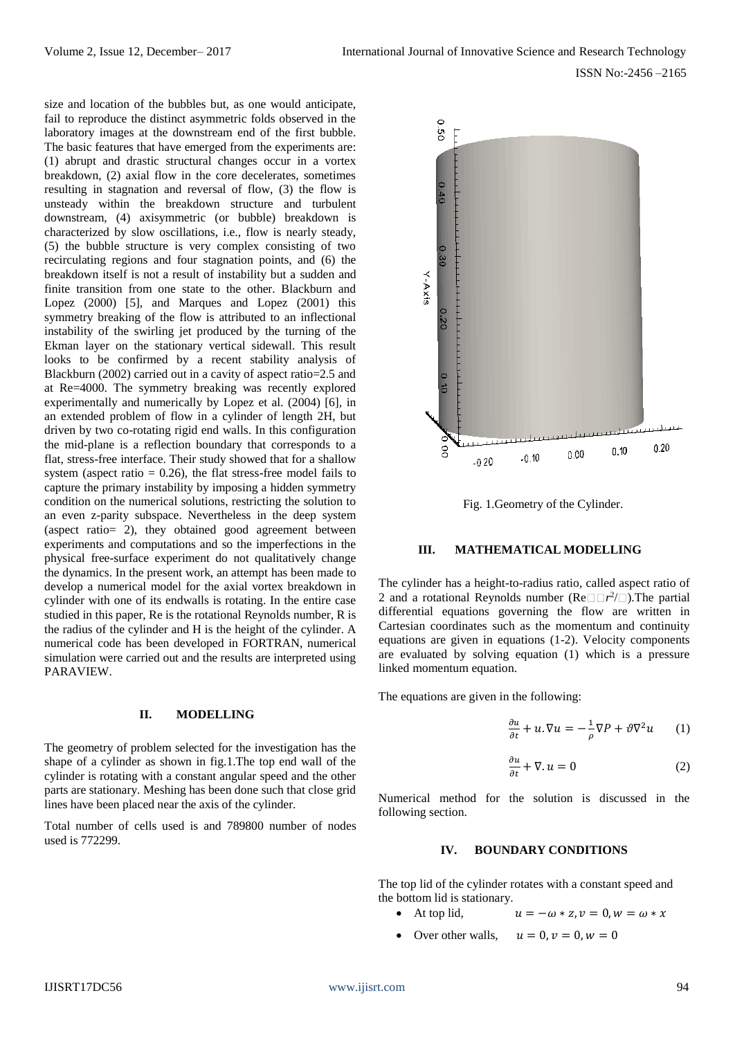size and location of the bubbles but, as one would anticipate, fail to reproduce the distinct asymmetric folds observed in the laboratory images at the downstream end of the first bubble. The basic features that have emerged from the experiments are: (1) abrupt and drastic structural changes occur in a vortex breakdown, (2) axial flow in the core decelerates, sometimes resulting in stagnation and reversal of flow, (3) the flow is unsteady within the breakdown structure and turbulent downstream, (4) axisymmetric (or bubble) breakdown is characterized by slow oscillations, i.e., flow is nearly steady, (5) the bubble structure is very complex consisting of two recirculating regions and four stagnation points, and (6) the breakdown itself is not a result of instability but a sudden and finite transition from one state to the other. Blackburn and Lopez (2000) [5], and Marques and Lopez (2001) this symmetry breaking of the flow is attributed to an inflectional instability of the swirling jet produced by the turning of the Ekman layer on the stationary vertical sidewall. This result looks to be confirmed by a recent stability analysis of Blackburn (2002) carried out in a cavity of aspect ratio=2.5 and at Re=4000. The symmetry breaking was recently explored experimentally and numerically by Lopez et al. (2004) [6], in an extended problem of flow in a cylinder of length 2H, but driven by two co-rotating rigid end walls. In this configuration the mid-plane is a reflection boundary that corresponds to a flat, stress-free interface. Their study showed that for a shallow system (aspect ratio = 0.26), the flat stress-free model fails to capture the primary instability by imposing a hidden symmetry condition on the numerical solutions, restricting the solution to an even z-parity subspace. Nevertheless in the deep system (aspect ratio= 2), they obtained good agreement between experiments and computations and so the imperfections in the physical free-surface experiment do not qualitatively change the dynamics. In the present work, an attempt has been made to develop a numerical model for the axial vortex breakdown in cylinder with one of its endwalls is rotating. In the entire case studied in this paper, Re is the rotational Reynolds number, R is the radius of the cylinder and H is the height of the cylinder. A numerical code has been developed in FORTRAN, numerical simulation were carried out and the results are interpreted using PARAVIEW.

## II. MODELLING

The geometry of problem selected for the investigation has the shape of a cylinder as shown in fig.1.The top end wall of the cylinder is rotating with a constant angular speed and the other parts are stationary. Meshing has been done such that close grid lines have been placed near the axis of the cylinder.

Total number of cells used is and 789800 number of nodes used is 772299.

Fig. 1.Geometry of the Cylinder.

## III. MATHEMATICAL MODELLING

The cylinder has a height-to-radius ratio, called aspect ratio of 2 and a rotational Reynolds number (Re$\square\square r^2/\square$).The partial differential equations governing the flow are written in Cartesian coordinates such as the momentum and continuity equations are given in equations (1-2). Velocity components are evaluated by solving equation (1) which is a pressure linked momentum equation.

The equations are given in the following:

$$\frac{\partial u}{\partial t} + u.\nabla u = -\frac{1}{\rho}\nabla P + \vartheta \nabla^2 u \qquad (1)$$

$$\frac{\partial u}{\partial t} + \nabla . u = 0 \qquad (2)$$

Numerical method for the solution is discussed in the following section.

## IV. BOUNDARY CONDITIONS

The top lid of the cylinder rotates with a constant speed and the bottom lid is stationary.

- At top lid, $u = -\omega * z, v = 0, w = \omega * x$
- Over other walls, $u = 0, v = 0, w = 0$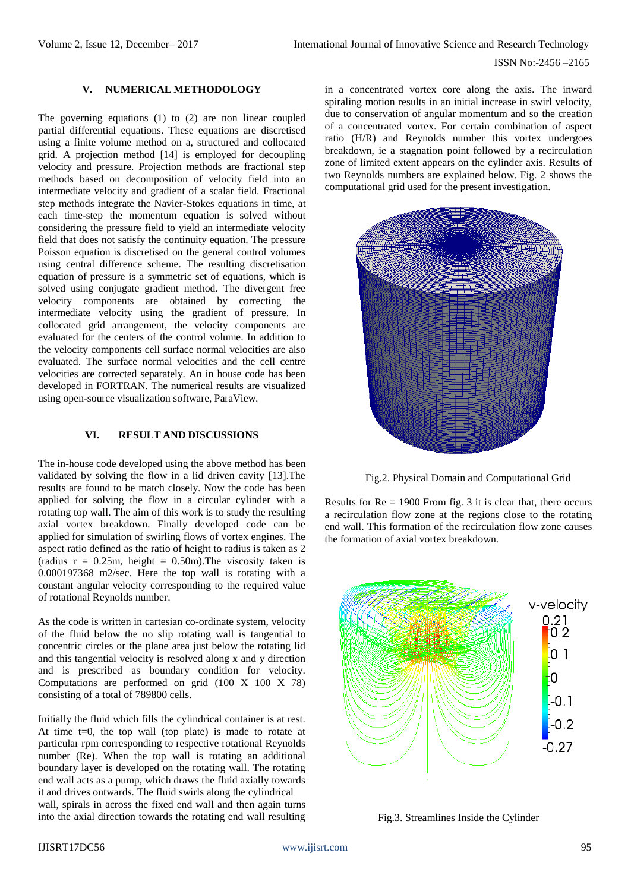## V. NUMERICAL METHODOLOGY

The governing equations (1) to (2) are non linear coupled partial differential equations. These equations are discretised using a finite volume method on a, structured and collocated grid. A projection method [14] is employed for decoupling velocity and pressure. Projection methods are fractional step methods based on decomposition of velocity field into an intermediate velocity and gradient of a scalar field. Fractional step methods integrate the Navier-Stokes equations in time, at each time-step the momentum equation is solved without considering the pressure field to yield an intermediate velocity field that does not satisfy the continuity equation. The pressure Poisson equation is discretised on the general control volumes using central difference scheme. The resulting discretisation equation of pressure is a symmetric set of equations, which is solved using conjugate gradient method. The divergent free velocity components are obtained by correcting the intermediate velocity using the gradient of pressure. In collocated grid arrangement, the velocity components are evaluated for the centers of the control volume. In addition to the velocity components cell surface normal velocities are also evaluated. The surface normal velocities and the cell centre velocities are corrected separately. An in house code has been developed in FORTRAN. The numerical results are visualized using open-source visualization software, ParaView.

## VI. RESULT AND DISCUSSIONS

The in-house code developed using the above method has been validated by solving the flow in a lid driven cavity [13].The results are found to be match closely. Now the code has been applied for solving the flow in a circular cylinder with a rotating top wall. The aim of this work is to study the resulting axial vortex breakdown. Finally developed code can be applied for simulation of swirling flows of vortex engines. The aspect ratio defined as the ratio of height to radius is taken as 2 (radius r = 0.25m, height = 0.50m).The viscosity taken is 0.000197368 m2/sec. Here the top wall is rotating with a constant angular velocity corresponding to the required value of rotational Reynolds number.

As the code is written in cartesian co-ordinate system, velocity of the fluid below the no slip rotating wall is tangential to concentric circles or the plane area just below the rotating lid and this tangential velocity is resolved along x and y direction and is prescribed as boundary condition for velocity. Computations are performed on grid (100 X 100 X 78) consisting of a total of 789800 cells.

Initially the fluid which fills the cylindrical container is at rest. At time t=0, the top wall (top plate) is made to rotate at particular rpm corresponding to respective rotational Reynolds number (Re). When the top wall is rotating an additional boundary layer is developed on the rotating wall. The rotating end wall acts as a pump, which draws the fluid axially towards it and drives outwards. The fluid swirls along the cylindrical wall, spirals in across the fixed end wall and then again turns into the axial direction towards the rotating end wall resulting in a concentrated vortex core along the axis. The inward spiraling motion results in an initial increase in swirl velocity, due to conservation of angular momentum and so the creation of a concentrated vortex. For certain combination of aspect ratio (H/R) and Reynolds number this vortex undergoes breakdown, ie a stagnation point followed by a recirculation zone of limited extent appears on the cylinder axis. Results of two Reynolds numbers are explained below. Fig. 2 shows the computational grid used for the present investigation.

Fig.2. Physical Domain and Computational Grid

Results for Re = 1900 From fig. 3 it is clear that, there occurs a recirculation flow zone at the regions close to the rotating end wall. This formation of the recirculation flow zone causes the formation of axial vortex breakdown.

Fig.3. Streamlines Inside the Cylinder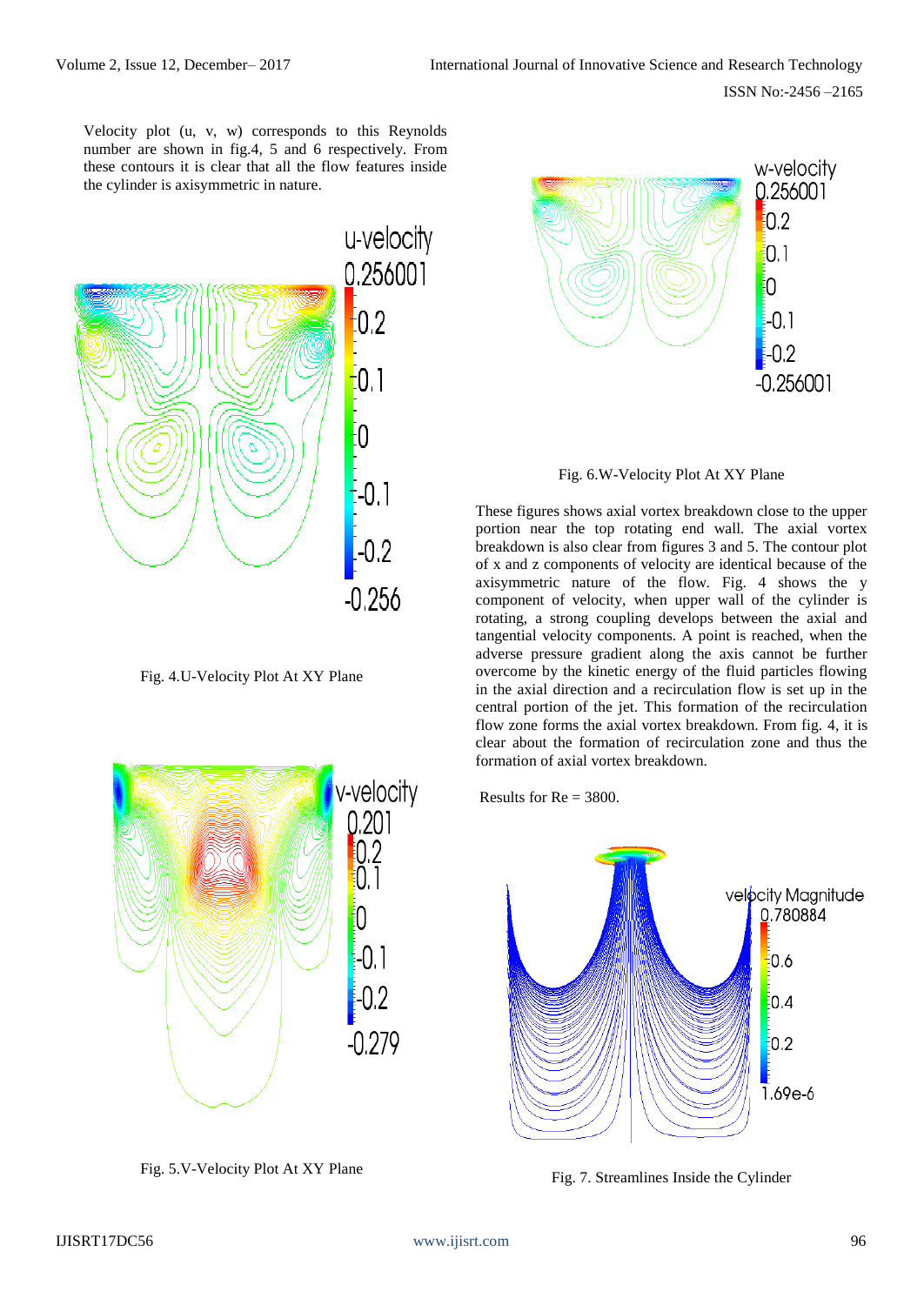Velocity plot (u, v, w) corresponds to this Reynolds number are shown in fig.4, 5 and 6 respectively. From these contours it is clear that all the flow features inside the cylinder is axisymmetric in nature.

Fig. 4.U-Velocity Plot At XY Plane

Fig. 5.V-Velocity Plot At XY Plane

Fig. 6.W-Velocity Plot At XY Plane

These figures shows axial vortex breakdown close to the upper portion near the top rotating end wall. The axial vortex breakdown is also clear from figures 3 and 5. The contour plot of x and z components of velocity are identical because of the axisymmetric nature of the flow. Fig. 4 shows the y component of velocity, when upper wall of the cylinder is rotating, a strong coupling develops between the axial and tangential velocity components. A point is reached, when the adverse pressure gradient along the axis cannot be further overcome by the kinetic energy of the fluid particles flowing in the axial direction and a recirculation flow is set up in the central portion of the jet. This formation of the recirculation flow zone forms the axial vortex breakdown. From fig. 4, it is clear about the formation of recirculation zone and thus the formation of axial vortex breakdown.

Results for Re = 3800.

Fig. 7. Streamlines Inside the Cylinder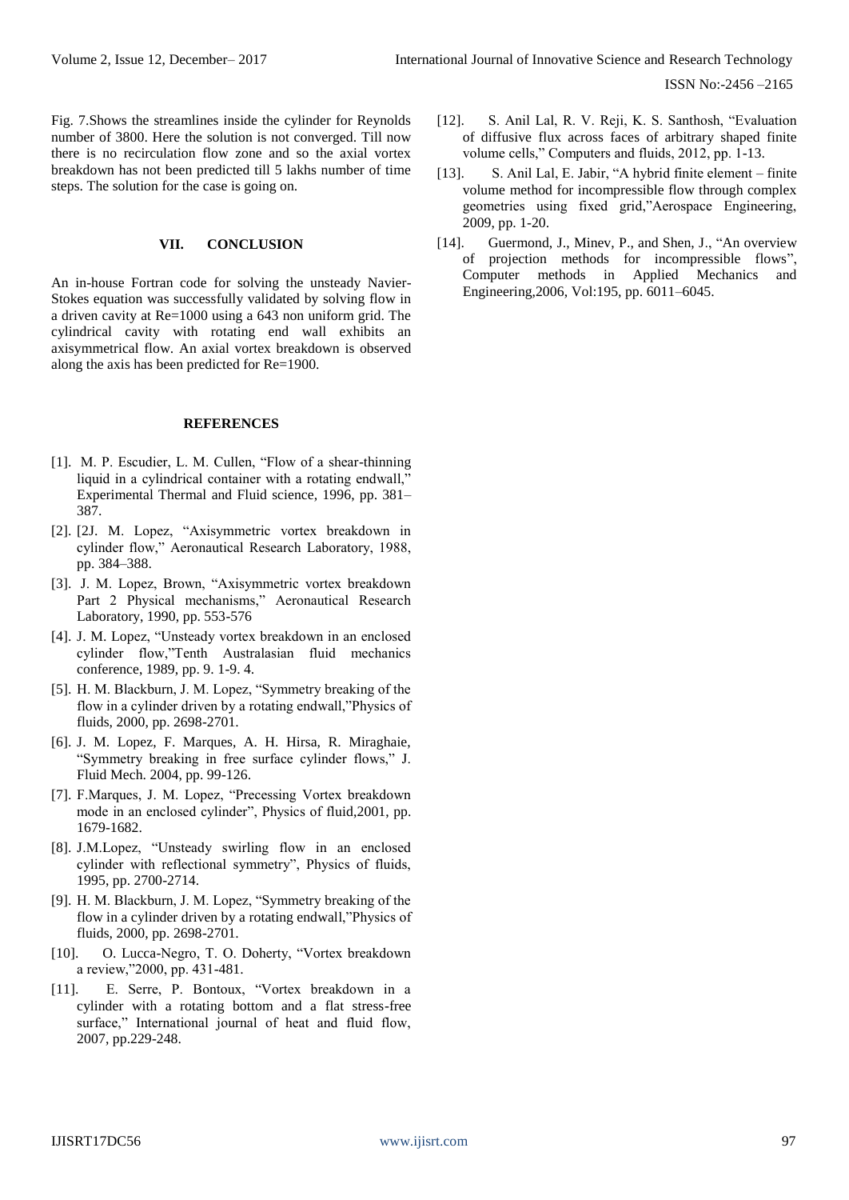Fig. 7.Shows the streamlines inside the cylinder for Reynolds number of 3800. Here the solution is not converged. Till now there is no recirculation flow zone and so the axial vortex breakdown has not been predicted till 5 lakhs number of time steps. The solution for the case is going on.

## VII. CONCLUSION

An in-house Fortran code for solving the unsteady Navier-Stokes equation was successfully validated by solving flow in a driven cavity at Re=1000 using a 643 non uniform grid. The cylindrical cavity with rotating end wall exhibits an axisymmetrical flow. An axial vortex breakdown is observed along the axis has been predicted for Re=1900.

## REFERENCES

[1]. M. P. Escudier, L. M. Cullen, "Flow of a shear-thinning liquid in a cylindrical container with a rotating endwall," Experimental Thermal and Fluid science, 1996, pp. 381–387.

[2]. [2J. M. Lopez, "Axisymmetric vortex breakdown in cylinder flow," Aeronautical Research Laboratory, 1988, pp. 384–388.

[3]. J. M. Lopez, Brown, "Axisymmetric vortex breakdown Part 2 Physical mechanisms," Aeronautical Research Laboratory, 1990, pp. 553-576

[4]. J. M. Lopez, "Unsteady vortex breakdown in an enclosed cylinder flow,"Tenth Australasian fluid mechanics conference, 1989, pp. 9. 1-9. 4.

[5]. H. M. Blackburn, J. M. Lopez, "Symmetry breaking of the flow in a cylinder driven by a rotating endwall,"Physics of fluids, 2000, pp. 2698-2701.

[6]. J. M. Lopez, F. Marques, A. H. Hirsa, R. Miraghaie, "Symmetry breaking in free surface cylinder flows," J. Fluid Mech. 2004, pp. 99-126.

[7]. F.Marques, J. M. Lopez, "Precessing Vortex breakdown mode in an enclosed cylinder", Physics of fluid,2001, pp. 1679-1682.

[8]. J.M.Lopez, "Unsteady swirling flow in an enclosed cylinder with reflectional symmetry", Physics of fluids, 1995, pp. 2700-2714.

[9]. H. M. Blackburn, J. M. Lopez, "Symmetry breaking of the flow in a cylinder driven by a rotating endwall,"Physics of fluids, 2000, pp. 2698-2701.

[10]. O. Lucca-Negro, T. O. Doherty, "Vortex breakdown a review,"2000, pp. 431-481.

[11]. E. Serre, P. Bontoux, "Vortex breakdown in a cylinder with a rotating bottom and a flat stress-free surface," International journal of heat and fluid flow, 2007, pp.229-248.

[12]. S. Anil Lal, R. V. Reji, K. S. Santhosh, "Evaluation of diffusive flux across faces of arbitrary shaped finite volume cells," Computers and fluids, 2012, pp. 1-13.

[13]. S. Anil Lal, E. Jabir, "A hybrid finite element – finite volume method for incompressible flow through complex geometries using fixed grid,"Aerospace Engineering, 2009, pp. 1-20.

[14]. Guermond, J., Minev, P., and Shen, J., "An overview of projection methods for incompressible flows", Computer methods in Applied Mechanics and Engineering,2006, Vol:195, pp. 6011–6045.